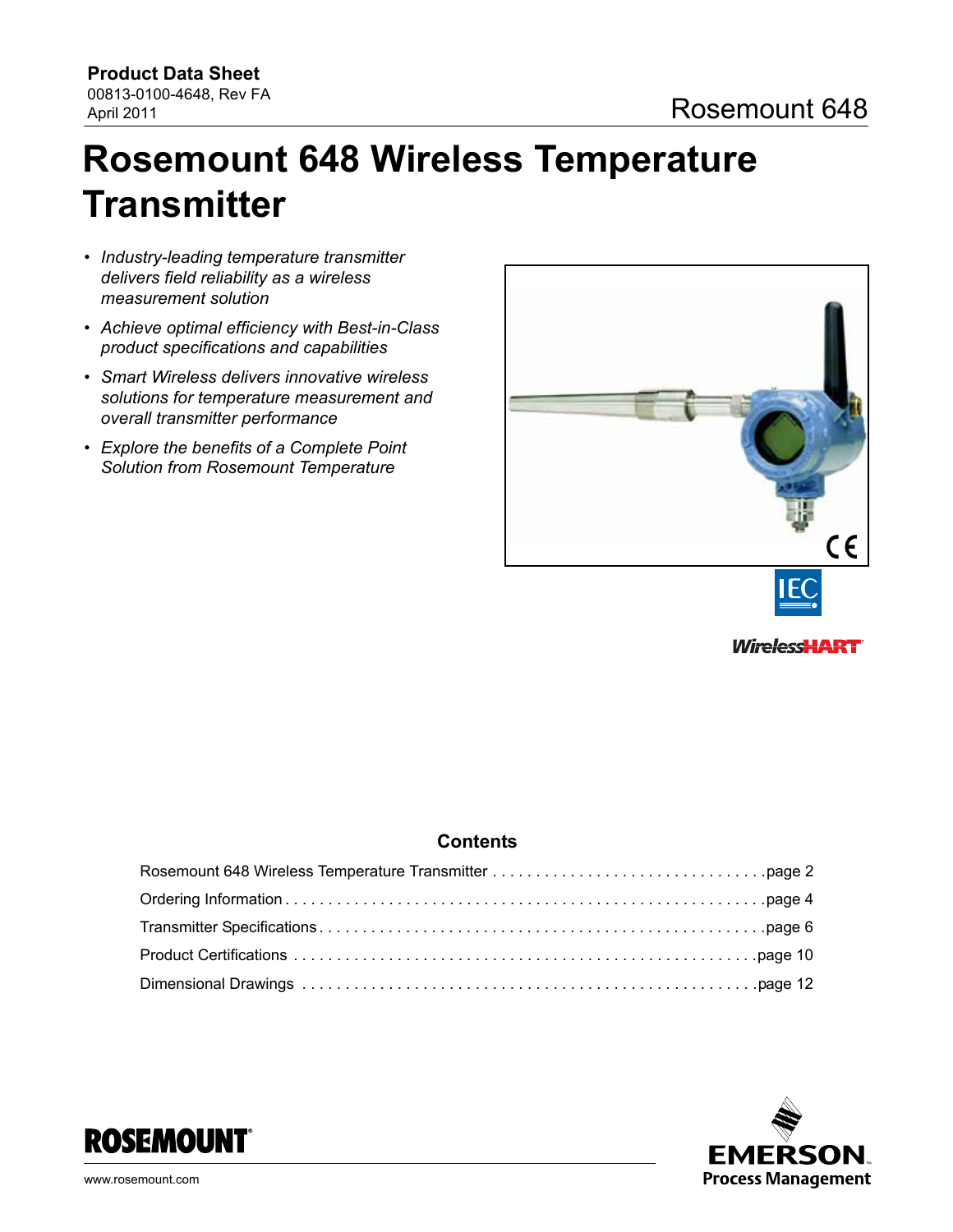**Product Data Sheet**
00813-0100-4648, Rev FA
April 2011

# Rosemount 648 Wireless Temperature Transmitter

- *Industry-leading temperature transmitter delivers field reliability as a wireless measurement solution*
- *Achieve optimal efficiency with Best-in-Class product specifications and capabilities*
- *Smart Wireless delivers innovative wireless solutions for temperature measurement and overall transmitter performance*
- *Explore the benefits of a Complete Point Solution from Rosemount Temperature*

## Contents

Rosemount 648 Wireless Temperature Transmitter . . . . . page 2

Ordering Information . . . . . page 4

Transmitter Specifications . . . . . page 6

Product Certifications . . . . . page 10

Dimensional Drawings . . . . . page 12

www.rosemount.com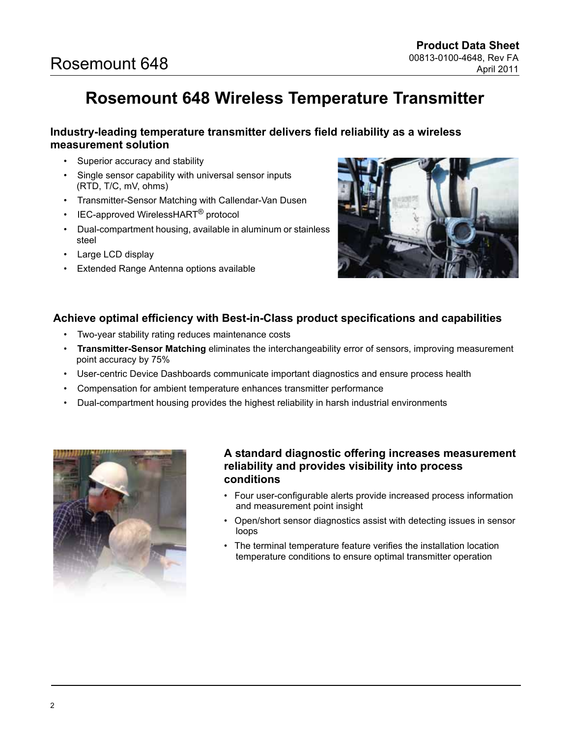# Rosemount 648 Wireless Temperature Transmitter

### Industry-leading temperature transmitter delivers field reliability as a wireless measurement solution

- Superior accuracy and stability
- Single sensor capability with universal sensor inputs (RTD, T/C, mV, ohms)
- Transmitter-Sensor Matching with Callendar-Van Dusen
- IEC-approved WirelessHART® protocol
- Dual-compartment housing, available in aluminum or stainless steel
- Large LCD display
- Extended Range Antenna options available

### Achieve optimal efficiency with Best-in-Class product specifications and capabilities

- Two-year stability rating reduces maintenance costs
- **Transmitter-Sensor Matching** eliminates the interchangeability error of sensors, improving measurement point accuracy by 75%
- User-centric Device Dashboards communicate important diagnostics and ensure process health
- Compensation for ambient temperature enhances transmitter performance
- Dual-compartment housing provides the highest reliability in harsh industrial environments

### A standard diagnostic offering increases measurement reliability and provides visibility into process conditions

- Four user-configurable alerts provide increased process information and measurement point insight
- Open/short sensor diagnostics assist with detecting issues in sensor loops
- The terminal temperature feature verifies the installation location temperature conditions to ensure optimal transmitter operation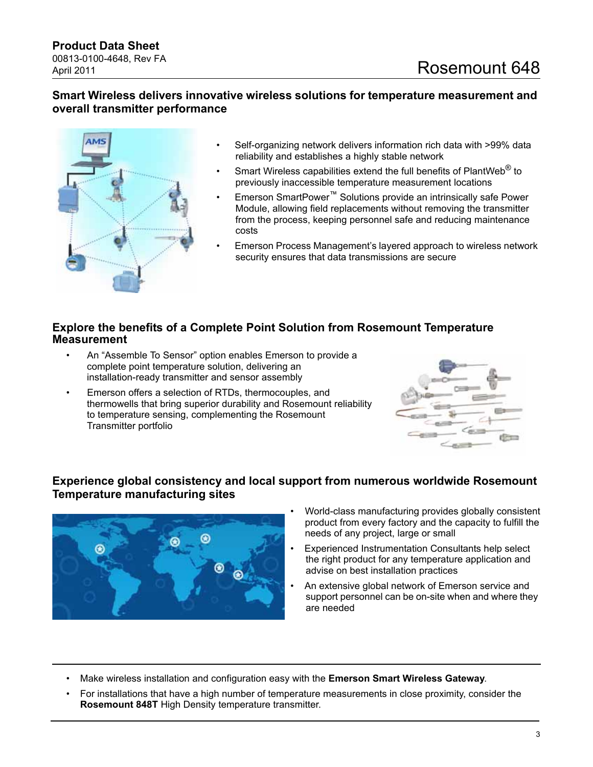## Smart Wireless delivers innovative wireless solutions for temperature measurement and overall transmitter performance

- Self-organizing network delivers information rich data with >99% data reliability and establishes a highly stable network
- Smart Wireless capabilities extend the full benefits of PlantWeb® to previously inaccessible temperature measurement locations
- Emerson SmartPower™ Solutions provide an intrinsically safe Power Module, allowing field replacements without removing the transmitter from the process, keeping personnel safe and reducing maintenance costs
- Emerson Process Management's layered approach to wireless network security ensures that data transmissions are secure

## Explore the benefits of a Complete Point Solution from Rosemount Temperature Measurement

- An "Assemble To Sensor" option enables Emerson to provide a complete point temperature solution, delivering an installation-ready transmitter and sensor assembly
- Emerson offers a selection of RTDs, thermocouples, and thermowells that bring superior durability and Rosemount reliability to temperature sensing, complementing the Rosemount Transmitter portfolio

## Experience global consistency and local support from numerous worldwide Rosemount Temperature manufacturing sites

- World-class manufacturing provides globally consistent product from every factory and the capacity to fulfill the needs of any project, large or small
- Experienced Instrumentation Consultants help select the right product for any temperature application and advise on best installation practices
- An extensive global network of Emerson service and support personnel can be on-site when and where they are needed

---

- Make wireless installation and configuration easy with the **Emerson Smart Wireless Gateway**.
- For installations that have a high number of temperature measurements in close proximity, consider the **Rosemount 848T** High Density temperature transmitter.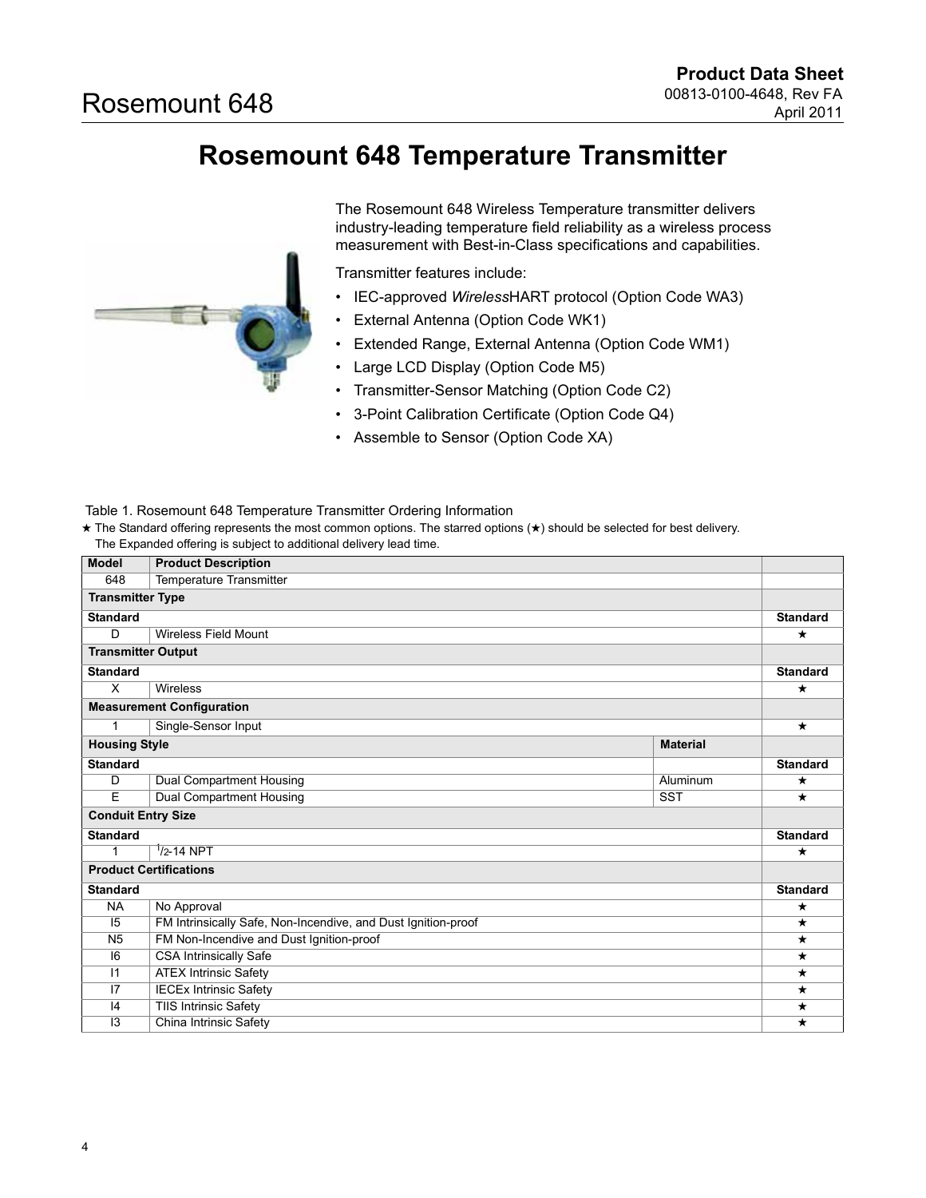# Rosemount 648 Temperature Transmitter

The Rosemount 648 Wireless Temperature transmitter delivers industry-leading temperature field reliability as a wireless process measurement with Best-in-Class specifications and capabilities.

Transmitter features include:

- IEC-approved *Wireless*HART protocol (Option Code WA3)
- External Antenna (Option Code WK1)
- Extended Range, External Antenna (Option Code WM1)
- Large LCD Display (Option Code M5)
- Transmitter-Sensor Matching (Option Code C2)
- 3-Point Calibration Certificate (Option Code Q4)
- Assemble to Sensor (Option Code XA)

Table 1. Rosemount 648 Temperature Transmitter Ordering Information

★ The Standard offering represents the most common options. The starred options (★) should be selected for best delivery.
The Expanded offering is subject to additional delivery lead time.

| Model | Product Description | | |
|---|---|---|---|
| 648 | Temperature Transmitter | | |
| **Transmitter Type** | | | |
| **Standard** | | | **Standard** |
| D | Wireless Field Mount | | ★ |
| **Transmitter Output** | | | |
| **Standard** | | | **Standard** |
| X | Wireless | | ★ |
| **Measurement Configuration** | | | |
| 1 | Single-Sensor Input | | ★ |
| **Housing Style** | | **Material** | |
| **Standard** | | | **Standard** |
| D | Dual Compartment Housing | Aluminum | ★ |
| E | Dual Compartment Housing | SST | ★ |
| **Conduit Entry Size** | | | |
| **Standard** | | | **Standard** |
| 1 | 1/2-14 NPT | | ★ |
| **Product Certifications** | | | |
| **Standard** | | | **Standard** |
| NA | No Approval | | ★ |
| I5 | FM Intrinsically Safe, Non-Incendive, and Dust Ignition-proof | | ★ |
| N5 | FM Non-Incendive and Dust Ignition-proof | | ★ |
| I6 | CSA Intrinsically Safe | | ★ |
| I1 | ATEX Intrinsic Safety | | ★ |
| I7 | IECEx Intrinsic Safety | | ★ |
| I4 | TIIS Intrinsic Safety | | ★ |
| I3 | China Intrinsic Safety | | ★ |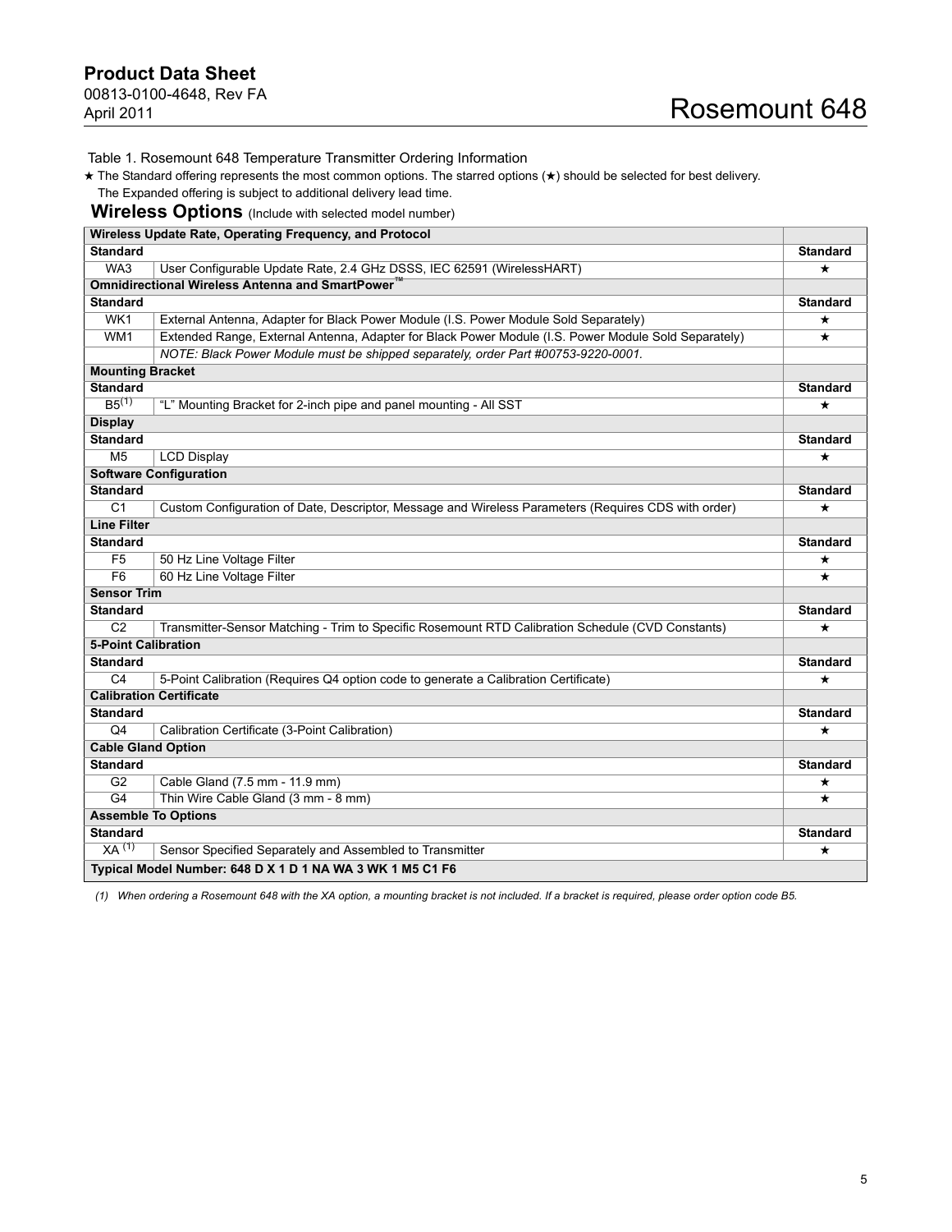Table 1. Rosemount 648 Temperature Transmitter Ordering Information

★ The Standard offering represents the most common options. The starred options (★) should be selected for best delivery.
The Expanded offering is subject to additional delivery lead time.

## Wireless Options (Include with selected model number)

| | | |
|---|---|---|
| **Wireless Update Rate, Operating Frequency, and Protocol** | | |
| **Standard** | | **Standard** |
| WA3 | User Configurable Update Rate, 2.4 GHz DSSS, IEC 62591 (WirelessHART) | ★ |
| **Omnidirectional Wireless Antenna and SmartPower™** | | |
| **Standard** | | **Standard** |
| WK1 | External Antenna, Adapter for Black Power Module (I.S. Power Module Sold Separately) | ★ |
| WM1 | Extended Range, External Antenna, Adapter for Black Power Module (I.S. Power Module Sold Separately) | ★ |
| | *NOTE: Black Power Module must be shipped separately, order Part #00753-9220-0001.* | |
| **Mounting Bracket** | | |
| **Standard** | | **Standard** |
| B5[1] | "L" Mounting Bracket for 2-inch pipe and panel mounting - All SST | ★ |
| **Display** | | |
| **Standard** | | **Standard** |
| M5 | LCD Display | ★ |
| **Software Configuration** | | |
| **Standard** | | **Standard** |
| C1 | Custom Configuration of Date, Descriptor, Message and Wireless Parameters (Requires CDS with order) | ★ |
| **Line Filter** | | |
| **Standard** | | **Standard** |
| F5 | 50 Hz Line Voltage Filter | ★ |
| F6 | 60 Hz Line Voltage Filter | ★ |
| **Sensor Trim** | | |
| **Standard** | | **Standard** |
| C2 | Transmitter-Sensor Matching - Trim to Specific Rosemount RTD Calibration Schedule (CVD Constants) | ★ |
| **5-Point Calibration** | | |
| **Standard** | | **Standard** |
| C4 | 5-Point Calibration (Requires Q4 option code to generate a Calibration Certificate) | ★ |
| **Calibration Certificate** | | |
| **Standard** | | **Standard** |
| Q4 | Calibration Certificate (3-Point Calibration) | ★ |
| **Cable Gland Option** | | |
| **Standard** | | **Standard** |
| G2 | Cable Gland (7.5 mm - 11.9 mm) | ★ |
| G4 | Thin Wire Cable Gland (3 mm - 8 mm) | ★ |
| **Assemble To Options** | | |
| **Standard** | | **Standard** |
| XA [1] | Sensor Specified Separately and Assembled to Transmitter | ★ |
| **Typical Model Number: 648 D X 1 D 1 NA WA 3 WK 1 M5 C1 F6** | | |

*(1) When ordering a Rosemount 648 with the XA option, a mounting bracket is not included. If a bracket is required, please order option code B5.*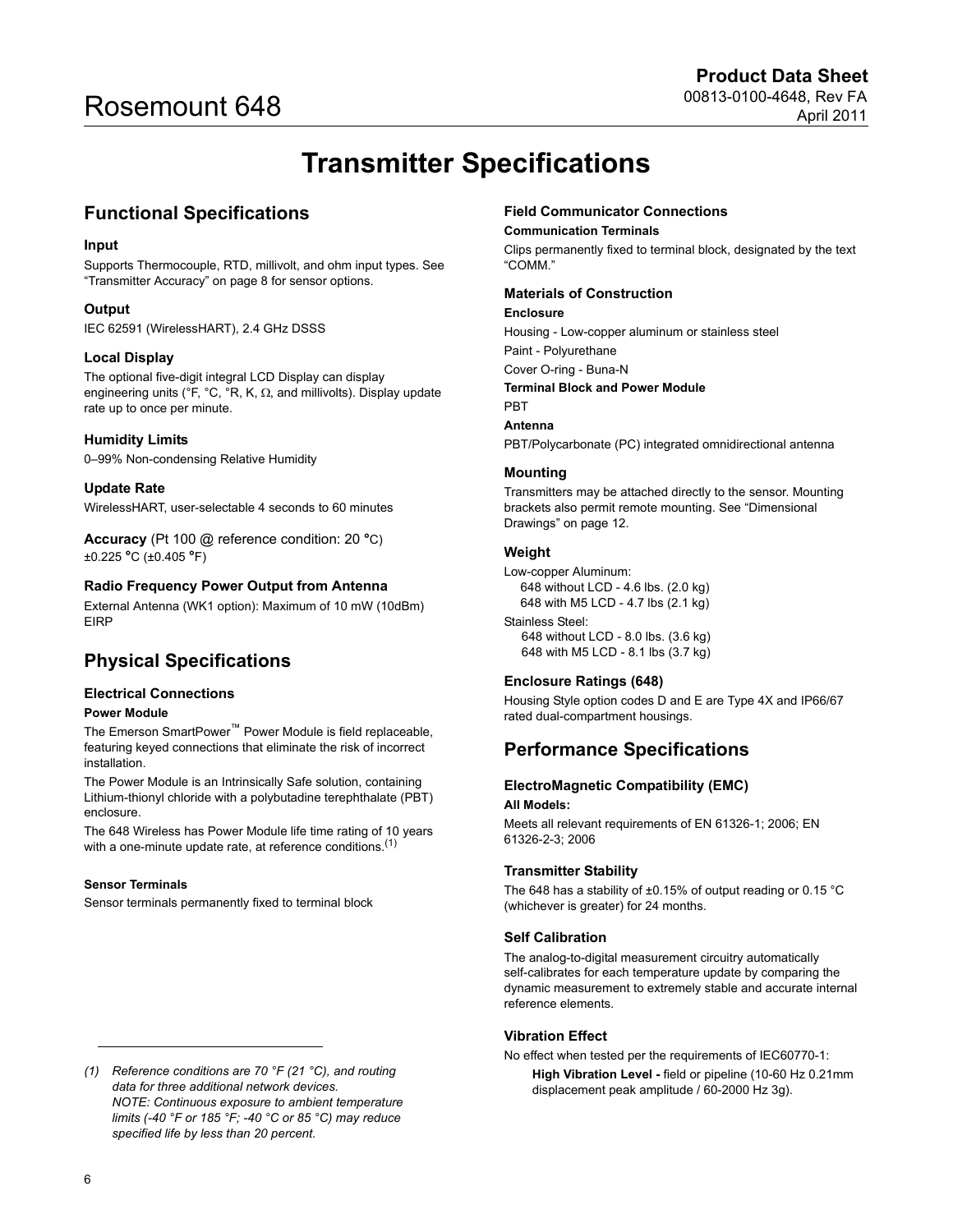# Transmitter Specifications

## Functional Specifications

### Input

Supports Thermocouple, RTD, millivolt, and ohm input types. See "Transmitter Accuracy" on page 8 for sensor options.

### Output

IEC 62591 (WirelessHART), 2.4 GHz DSSS

### Local Display

The optional five-digit integral LCD Display can display engineering units (°F, °C, °R, K, Ω, and millivolts). Display update rate up to once per minute.

### Humidity Limits

0–99% Non-condensing Relative Humidity

### Update Rate

WirelessHART, user-selectable 4 seconds to 60 minutes

**Accuracy** (Pt 100 @ reference condition: 20 °C)
±0.225 °C (±0.405 °F)

### Radio Frequency Power Output from Antenna

External Antenna (WK1 option): Maximum of 10 mW (10dBm) EIRP

## Physical Specifications

### Electrical Connections

#### Power Module

The Emerson SmartPower™ Power Module is field replaceable, featuring keyed connections that eliminate the risk of incorrect installation.

The Power Module is an Intrinsically Safe solution, containing Lithium-thionyl chloride with a polybutadine terephthalate (PBT) enclosure.

The 648 Wireless has Power Module life time rating of 10 years with a one-minute update rate, at reference conditions.(1)

#### Sensor Terminals

Sensor terminals permanently fixed to terminal block

### Field Communicator Connections

#### Communication Terminals

Clips permanently fixed to terminal block, designated by the text "COMM."

### Materials of Construction

#### Enclosure

Housing - Low-copper aluminum or stainless steel

Paint - Polyurethane

Cover O-ring - Buna-N

#### Terminal Block and Power Module

PBT

#### Antenna

PBT/Polycarbonate (PC) integrated omnidirectional antenna

### Mounting

Transmitters may be attached directly to the sensor. Mounting brackets also permit remote mounting. See "Dimensional Drawings" on page 12.

### Weight

Low-copper Aluminum:
- 648 without LCD - 4.6 lbs. (2.0 kg)
- 648 with M5 LCD - 4.7 lbs (2.1 kg)

Stainless Steel:
- 648 without LCD - 8.0 lbs. (3.6 kg)
- 648 with M5 LCD - 8.1 lbs (3.7 kg)

### Enclosure Ratings (648)

Housing Style option codes D and E are Type 4X and IP66/67 rated dual-compartment housings.

## Performance Specifications

### ElectroMagnetic Compatibility (EMC)

#### All Models:

Meets all relevant requirements of EN 61326-1; 2006; EN 61326-2-3; 2006

### Transmitter Stability

The 648 has a stability of ±0.15% of output reading or 0.15 °C (whichever is greater) for 24 months.

### Self Calibration

The analog-to-digital measurement circuitry automatically self-calibrates for each temperature update by comparing the dynamic measurement to extremely stable and accurate internal reference elements.

### Vibration Effect

No effect when tested per the requirements of IEC60770-1:

**High Vibration Level -** field or pipeline (10-60 Hz 0.21mm displacement peak amplitude / 60-2000 Hz 3g).

---

*(1) Reference conditions are 70 °F (21 °C), and routing data for three additional network devices.*
*NOTE: Continuous exposure to ambient temperature limits (-40 °F or 185 °F; -40 °C or 85 °C) may reduce specified life by less than 20 percent.*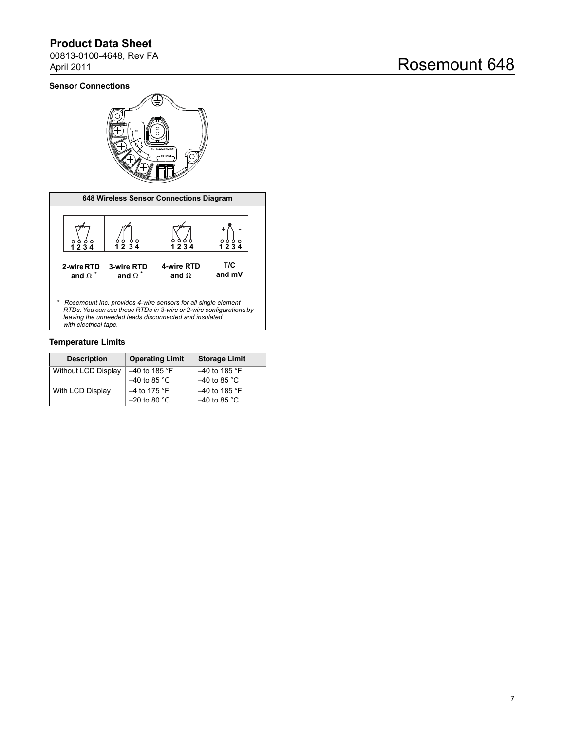### Sensor Connections

| 648 Wireless Sensor Connections Diagram | | | |
|---|---|---|---|
| 1 2 3 4 | 1 2 3 4 | 1 2 3 4 | 1 2 3 4 |
| 2-wire RTD and Ω * | 3-wire RTD and Ω * | 4-wire RTD and Ω | T/C and mV |

*\* Rosemount Inc. provides 4-wire sensors for all single element RTDs. You can use these RTDs in 3-wire or 2-wire configurations by leaving the unneeded leads disconnected and insulated with electrical tape.*

### Temperature Limits

| Description | Operating Limit | Storage Limit |
|---|---|---|
| Without LCD Display | –40 to 185 °F<br>–40 to 85 °C | –40 to 185 °F<br>–40 to 85 °C |
| With LCD Display | –4 to 175 °F<br>–20 to 80 °C | –40 to 185 °F<br>–40 to 85 °C |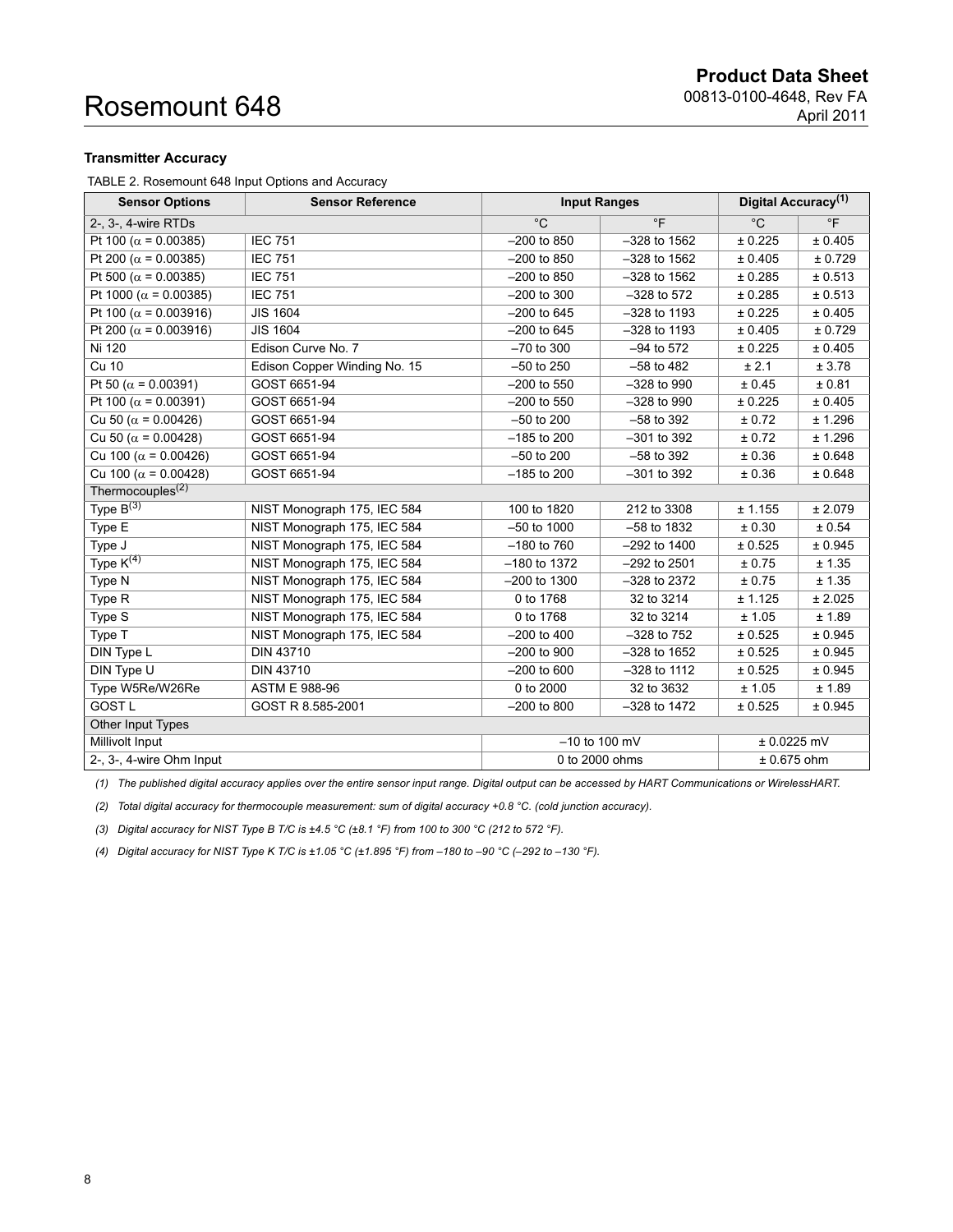### Transmitter Accuracy

TABLE 2. Rosemount 648 Input Options and Accuracy

| Sensor Options | Sensor Reference | Input Ranges | | Digital Accuracy[(1)] | |
|---|---|---|---|---|---|
| 2-, 3-, 4-wire RTDs | | °C | °F | °C | °F |
| Pt 100 (α = 0.00385) | IEC 751 | –200 to 850 | –328 to 1562 | ± 0.225 | ± 0.405 |
| Pt 200 (α = 0.00385) | IEC 751 | –200 to 850 | –328 to 1562 | ± 0.405 | ± 0.729 |
| Pt 500 (α = 0.00385) | IEC 751 | –200 to 850 | –328 to 1562 | ± 0.285 | ± 0.513 |
| Pt 1000 (α = 0.00385) | IEC 751 | –200 to 300 | –328 to 572 | ± 0.285 | ± 0.513 |
| Pt 100 (α = 0.003916) | JIS 1604 | –200 to 645 | –328 to 1193 | ± 0.225 | ± 0.405 |
| Pt 200 (α = 0.003916) | JIS 1604 | –200 to 645 | –328 to 1193 | ± 0.405 | ± 0.729 |
| Ni 120 | Edison Curve No. 7 | –70 to 300 | –94 to 572 | ± 0.225 | ± 0.405 |
| Cu 10 | Edison Copper Winding No. 15 | –50 to 250 | –58 to 482 | ± 2.1 | ± 3.78 |
| Pt 50 (α = 0.00391) | GOST 6651-94 | –200 to 550 | –328 to 990 | ± 0.45 | ± 0.81 |
| Pt 100 (α = 0.00391) | GOST 6651-94 | –200 to 550 | –328 to 990 | ± 0.225 | ± 0.405 |
| Cu 50 (α = 0.00426) | GOST 6651-94 | –50 to 200 | –58 to 392 | ± 0.72 | ± 1.296 |
| Cu 50 (α = 0.00428) | GOST 6651-94 | –185 to 200 | –301 to 392 | ± 0.72 | ± 1.296 |
| Cu 100 (α = 0.00426) | GOST 6651-94 | –50 to 200 | –58 to 392 | ± 0.36 | ± 0.648 |
| Cu 100 (α = 0.00428) | GOST 6651-94 | –185 to 200 | –301 to 392 | ± 0.36 | ± 0.648 |
| Thermocouples[(2)] | | | | | |
| Type B[(3)] | NIST Monograph 175, IEC 584 | 100 to 1820 | 212 to 3308 | ± 1.155 | ± 2.079 |
| Type E | NIST Monograph 175, IEC 584 | –50 to 1000 | –58 to 1832 | ± 0.30 | ± 0.54 |
| Type J | NIST Monograph 175, IEC 584 | –180 to 760 | –292 to 1400 | ± 0.525 | ± 0.945 |
| Type K[(4)] | NIST Monograph 175, IEC 584 | –180 to 1372 | –292 to 2501 | ± 0.75 | ± 1.35 |
| Type N | NIST Monograph 175, IEC 584 | –200 to 1300 | –328 to 2372 | ± 0.75 | ± 1.35 |
| Type R | NIST Monograph 175, IEC 584 | 0 to 1768 | 32 to 3214 | ± 1.125 | ± 2.025 |
| Type S | NIST Monograph 175, IEC 584 | 0 to 1768 | 32 to 3214 | ± 1.05 | ± 1.89 |
| Type T | NIST Monograph 175, IEC 584 | –200 to 400 | –328 to 752 | ± 0.525 | ± 0.945 |
| DIN Type L | DIN 43710 | –200 to 900 | –328 to 1652 | ± 0.525 | ± 0.945 |
| DIN Type U | DIN 43710 | –200 to 600 | –328 to 1112 | ± 0.525 | ± 0.945 |
| Type W5Re/W26Re | ASTM E 988-96 | 0 to 2000 | 32 to 3632 | ± 1.05 | ± 1.89 |
| GOST L | GOST R 8.585-2001 | –200 to 800 | –328 to 1472 | ± 0.525 | ± 0.945 |
| Other Input Types | | | | | |
| Millivolt Input | | –10 to 100 mV | | ± 0.0225 mV | |
| 2-, 3-, 4-wire Ohm Input | | 0 to 2000 ohms | | ± 0.675 ohm | |

*(1) The published digital accuracy applies over the entire sensor input range. Digital output can be accessed by HART Communications or WirelessHART.*

*(2) Total digital accuracy for thermocouple measurement: sum of digital accuracy +0.8 °C. (cold junction accuracy).*

*(3) Digital accuracy for NIST Type B T/C is ±4.5 °C (±8.1 °F) from 100 to 300 °C (212 to 572 °F).*

*(4) Digital accuracy for NIST Type K T/C is ±1.05 °C (±1.895 °F) from –180 to –90 °C (–292 to –130 °F).*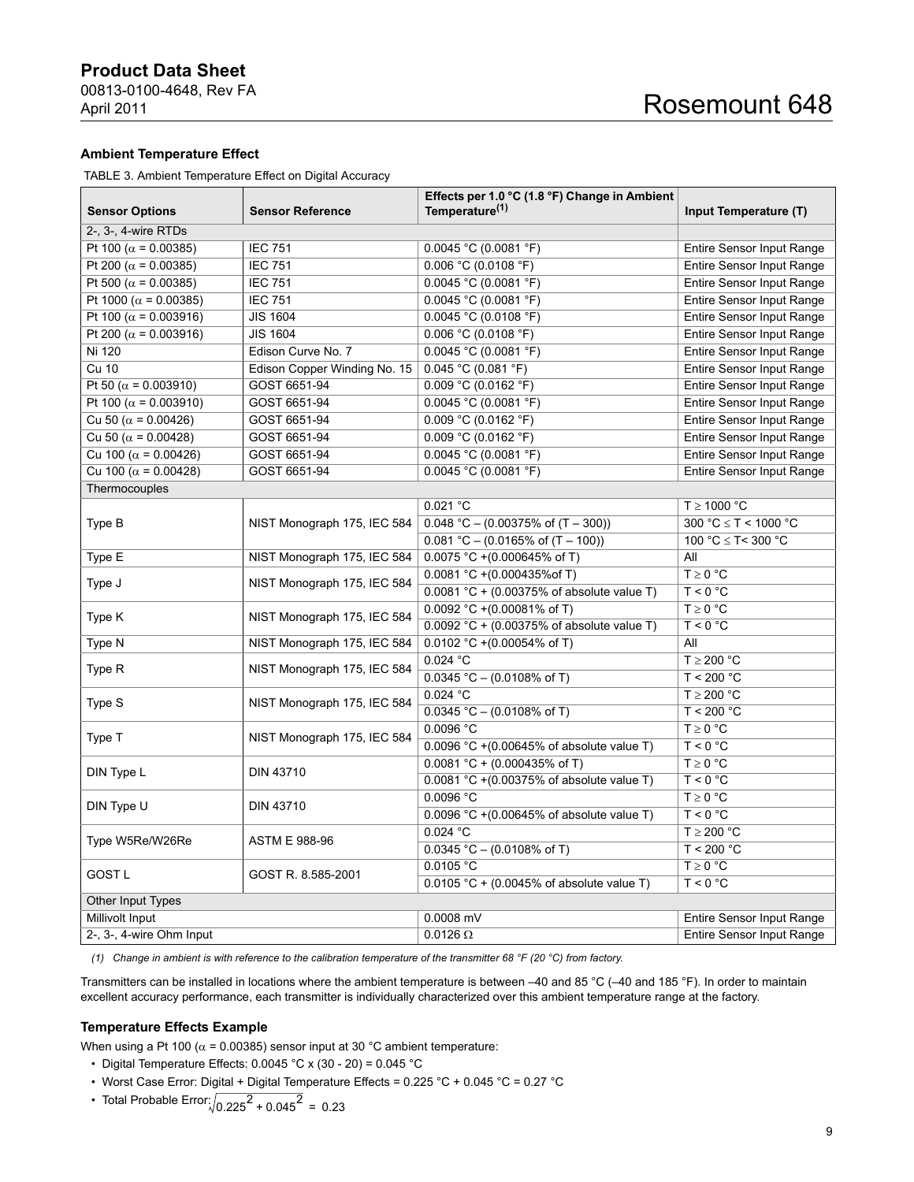### Ambient Temperature Effect

TABLE 3. Ambient Temperature Effect on Digital Accuracy

| Sensor Options | Sensor Reference | Effects per 1.0 °C (1.8 °F) Change in Ambient Temperature(1) | Input Temperature (T) |
|---|---|---|---|
| 2-, 3-, 4-wire RTDs | | | |
| Pt 100 (α = 0.00385) | IEC 751 | 0.0045 °C (0.0081 °F) | Entire Sensor Input Range |
| Pt 200 (α = 0.00385) | IEC 751 | 0.006 °C (0.0108 °F) | Entire Sensor Input Range |
| Pt 500 (α = 0.00385) | IEC 751 | 0.0045 °C (0.0081 °F) | Entire Sensor Input Range |
| Pt 1000 (α = 0.00385) | IEC 751 | 0.0045 °C (0.0081 °F) | Entire Sensor Input Range |
| Pt 100 (α = 0.003916) | JIS 1604 | 0.0045 °C (0.0108 °F) | Entire Sensor Input Range |
| Pt 200 (α = 0.003916) | JIS 1604 | 0.006 °C (0.0108 °F) | Entire Sensor Input Range |
| Ni 120 | Edison Curve No. 7 | 0.0045 °C (0.0081 °F) | Entire Sensor Input Range |
| Cu 10 | Edison Copper Winding No. 15 | 0.045 °C (0.081 °F) | Entire Sensor Input Range |
| Pt 50 (α = 0.003910) | GOST 6651-94 | 0.009 °C (0.0162 °F) | Entire Sensor Input Range |
| Pt 100 (α = 0.003910) | GOST 6651-94 | 0.0045 °C (0.0081 °F) | Entire Sensor Input Range |
| Cu 50 (α = 0.00426) | GOST 6651-94 | 0.009 °C (0.0162 °F) | Entire Sensor Input Range |
| Cu 50 (α = 0.00428) | GOST 6651-94 | 0.009 °C (0.0162 °F) | Entire Sensor Input Range |
| Cu 100 (α = 0.00426) | GOST 6651-94 | 0.0045 °C (0.0081 °F) | Entire Sensor Input Range |
| Cu 100 (α = 0.00428) | GOST 6651-94 | 0.0045 °C (0.0081 °F) | Entire Sensor Input Range |
| Thermocouples | | | |
| Type B | NIST Monograph 175, IEC 584 | 0.021 °C | T ≥ 1000 °C |
| | | 0.048 °C – (0.00375% of (T – 300)) | 300 °C ≤ T < 1000 °C |
| | | 0.081 °C – (0.0165% of (T – 100)) | 100 °C ≤ T< 300 °C |
| Type E | NIST Monograph 175, IEC 584 | 0.0075 °C +(0.000645% of T) | All |
| Type J | NIST Monograph 175, IEC 584 | 0.0081 °C +(0.000435%of T) | T ≥ 0 °C |
| | | 0.0081 °C + (0.00375% of absolute value T) | T < 0 °C |
| Type K | NIST Monograph 175, IEC 584 | 0.0092 °C +(0.00081% of T) | T ≥ 0 °C |
| | | 0.0092 °C + (0.00375% of absolute value T) | T < 0 °C |
| Type N | NIST Monograph 175, IEC 584 | 0.0102 °C +(0.00054% of T) | All |
| Type R | NIST Monograph 175, IEC 584 | 0.024 °C | T ≥ 200 °C |
| | | 0.0345 °C – (0.0108% of T) | T < 200 °C |
| Type S | NIST Monograph 175, IEC 584 | 0.024 °C | T ≥ 200 °C |
| | | 0.0345 °C – (0.0108% of T) | T < 200 °C |
| Type T | NIST Monograph 175, IEC 584 | 0.0096 °C | T ≥ 0 °C |
| | | 0.0096 °C +(0.00645% of absolute value T) | T < 0 °C |
| DIN Type L | DIN 43710 | 0.0081 °C + (0.000435% of T) | T ≥ 0 °C |
| | | 0.0081 °C +(0.00375% of absolute value T) | T < 0 °C |
| DIN Type U | DIN 43710 | 0.0096 °C | T ≥ 0 °C |
| | | 0.0096 °C +(0.00645% of absolute value T) | T < 0 °C |
| Type W5Re/W26Re | ASTM E 988-96 | 0.024 °C | T ≥ 200 °C |
| | | 0.0345 °C – (0.0108% of T) | T < 200 °C |
| GOST L | GOST R. 8.585-2001 | 0.0105 °C | T ≥ 0 °C |
| | | 0.0105 °C + (0.0045% of absolute value T) | T < 0 °C |
| Other Input Types | | | |
| Millivolt Input | | 0.0008 mV | Entire Sensor Input Range |
| 2-, 3-, 4-wire Ohm Input | | 0.0126 Ω | Entire Sensor Input Range |

*(1) Change in ambient is with reference to the calibration temperature of the transmitter 68 °F (20 °C) from factory.*

Transmitters can be installed in locations where the ambient temperature is between –40 and 85 °C (–40 and 185 °F). In order to maintain excellent accuracy performance, each transmitter is individually characterized over this ambient temperature range at the factory.

### Temperature Effects Example

When using a Pt 100 (α = 0.00385) sensor input at 30 °C ambient temperature:

- Digital Temperature Effects: 0.0045 °C x (30 - 20) = 0.045 °C
- Worst Case Error: Digital + Digital Temperature Effects = 0.225 °C + 0.045 °C = 0.27 °C
- Total Probable Error: $\sqrt{0.225^2 + 0.045^2} = 0.23$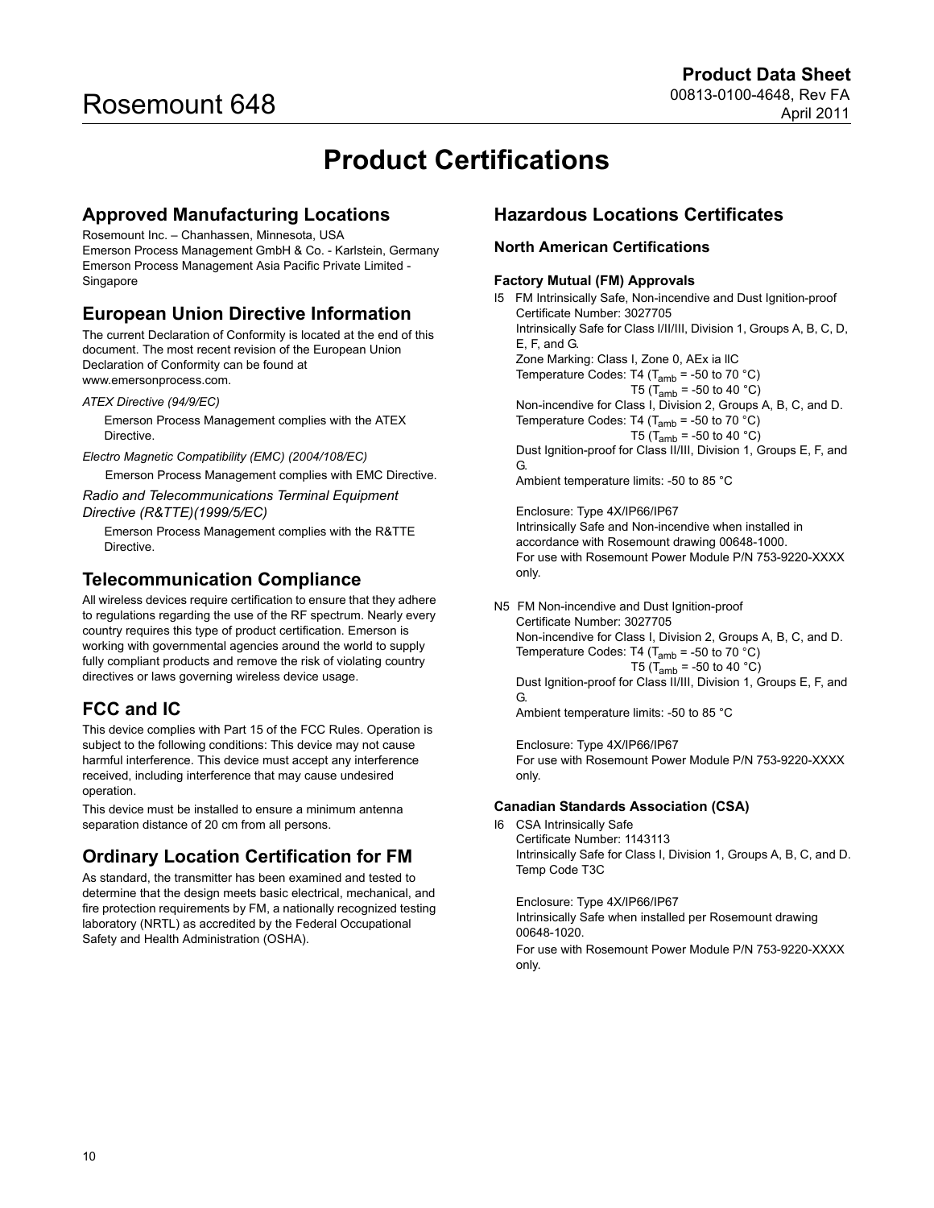# Product Certifications

## Approved Manufacturing Locations

Rosemount Inc. – Chanhassen, Minnesota, USA
Emerson Process Management GmbH & Co. - Karlstein, Germany
Emerson Process Management Asia Pacific Private Limited - Singapore

## European Union Directive Information

The current Declaration of Conformity is located at the end of this document. The most recent revision of the European Union Declaration of Conformity can be found at www.emersonprocess.com.

*ATEX Directive (94/9/EC)*

Emerson Process Management complies with the ATEX Directive.

*Electro Magnetic Compatibility (EMC) (2004/108/EC)*

Emerson Process Management complies with EMC Directive.

*Radio and Telecommunications Terminal Equipment Directive (R&TTE)(1999/5/EC)*

Emerson Process Management complies with the R&TTE Directive.

## Telecommunication Compliance

All wireless devices require certification to ensure that they adhere to regulations regarding the use of the RF spectrum. Nearly every country requires this type of product certification. Emerson is working with governmental agencies around the world to supply fully compliant products and remove the risk of violating country directives or laws governing wireless device usage.

## FCC and IC

This device complies with Part 15 of the FCC Rules. Operation is subject to the following conditions: This device may not cause harmful interference. This device must accept any interference received, including interference that may cause undesired operation.

This device must be installed to ensure a minimum antenna separation distance of 20 cm from all persons.

## Ordinary Location Certification for FM

As standard, the transmitter has been examined and tested to determine that the design meets basic electrical, mechanical, and fire protection requirements by FM, a nationally recognized testing laboratory (NRTL) as accredited by the Federal Occupational Safety and Health Administration (OSHA).

## Hazardous Locations Certificates

### North American Certifications

#### Factory Mutual (FM) Approvals

I5 FM Intrinsically Safe, Non-incendive and Dust Ignition-proof
Certificate Number: 3027705
Intrinsically Safe for Class I/II/III, Division 1, Groups A, B, C, D, E, F, and G.
Zone Marking: Class I, Zone 0, AEx ia llC
Temperature Codes: T4 ($T_{amb}$ = -50 to 70 °C)
T5 ($T_{amb}$ = -50 to 40 °C)
Non-incendive for Class I, Division 2, Groups A, B, C, and D.
Temperature Codes: T4 ($T_{amb}$ = -50 to 70 °C)
T5 ($T_{amb}$ = -50 to 40 °C)
Dust Ignition-proof for Class II/III, Division 1, Groups E, F, and G.
Ambient temperature limits: -50 to 85 °C

Enclosure: Type 4X/IP66/IP67
Intrinsically Safe and Non-incendive when installed in accordance with Rosemount drawing 00648-1000.
For use with Rosemount Power Module P/N 753-9220-XXXX only.

N5 FM Non-incendive and Dust Ignition-proof
Certificate Number: 3027705
Non-incendive for Class I, Division 2, Groups A, B, C, and D.
Temperature Codes: T4 ($T_{amb}$ = -50 to 70 °C)
T5 ($T_{amb}$ = -50 to 40 °C)
Dust Ignition-proof for Class II/III, Division 1, Groups E, F, and G.
Ambient temperature limits: -50 to 85 °C

Enclosure: Type 4X/IP66/IP67
For use with Rosemount Power Module P/N 753-9220-XXXX only.

#### Canadian Standards Association (CSA)

I6 CSA Intrinsically Safe
Certificate Number: 1143113
Intrinsically Safe for Class I, Division 1, Groups A, B, C, and D.
Temp Code T3C

Enclosure: Type 4X/IP66/IP67
Intrinsically Safe when installed per Rosemount drawing 00648-1020.
For use with Rosemount Power Module P/N 753-9220-XXXX only.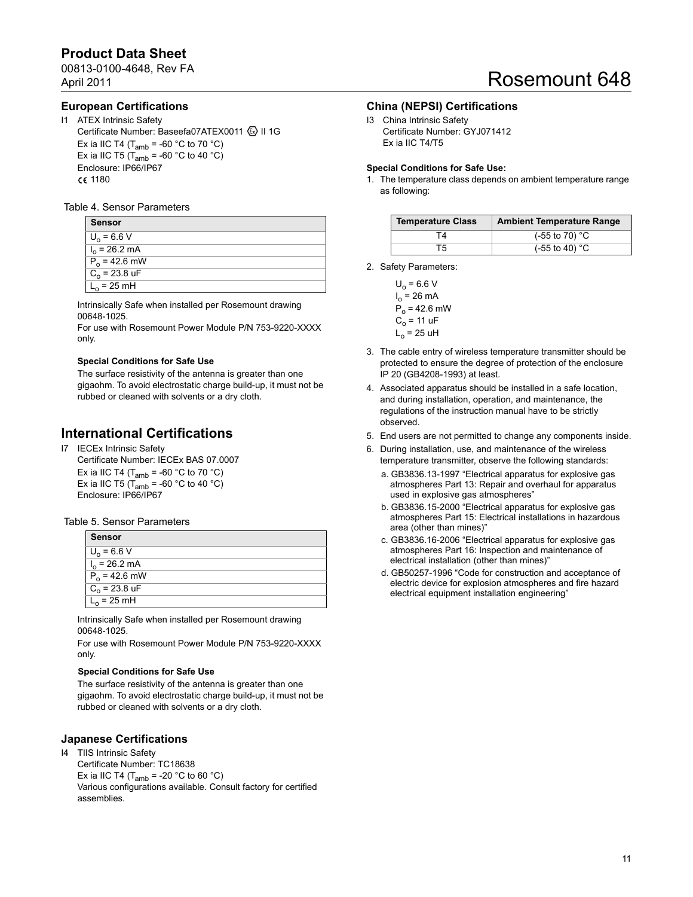## European Certifications

I1 ATEX Intrinsic Safety
Certificate Number: Baseefa07ATEX0011 ⟨Ex⟩ II 1G
Ex ia IIC T4 ($T_{amb}$ = -60 °C to 70 °C)
Ex ia IIC T5 ($T_{amb}$ = -60 °C to 40 °C)
Enclosure: IP66/IP67
CE 1180

Table 4. Sensor Parameters

| Sensor |
|---|
| $U_o$ = 6.6 V |
| $I_o$ = 26.2 mA |
| $P_o$ = 42.6 mW |
| $C_o$ = 23.8 uF |
| $L_o$ = 25 mH |

Intrinsically Safe when installed per Rosemount drawing 00648-1025.
For use with Rosemount Power Module P/N 753-9220-XXXX only.

**Special Conditions for Safe Use**

The surface resistivity of the antenna is greater than one gigaohm. To avoid electrostatic charge build-up, it must not be rubbed or cleaned with solvents or a dry cloth.

# International Certifications

I7 IECEx Intrinsic Safety
Certificate Number: IECEx BAS 07.0007
Ex ia IIC T4 ($T_{amb}$ = -60 °C to 70 °C)
Ex ia IIC T5 ($T_{amb}$ = -60 °C to 40 °C)
Enclosure: IP66/IP67

Table 5. Sensor Parameters

| Sensor |
|---|
| $U_o$ = 6.6 V |
| $I_o$ = 26.2 mA |
| $P_o$ = 42.6 mW |
| $C_o$ = 23.8 uF |
| $L_o$ = 25 mH |

Intrinsically Safe when installed per Rosemount drawing 00648-1025.
For use with Rosemount Power Module P/N 753-9220-XXXX only.

**Special Conditions for Safe Use**

The surface resistivity of the antenna is greater than one gigaohm. To avoid electrostatic charge build-up, it must not be rubbed or cleaned with solvents or a dry cloth.

## Japanese Certifications

I4 TIIS Intrinsic Safety
Certificate Number: TC18638
Ex ia IIC T4 ($T_{amb}$ = -20 °C to 60 °C)
Various configurations available. Consult factory for certified assemblies.

## China (NEPSI) Certifications

I3 China Intrinsic Safety
Certificate Number: GYJ071412
Ex ia IIC T4/T5

**Special Conditions for Safe Use:**

1. The temperature class depends on ambient temperature range as following:

| Temperature Class | Ambient Temperature Range |
|---|---|
| T4 | (-55 to 70) °C |
| T5 | (-55 to 40) °C |

2. Safety Parameters:

   $U_o$ = 6.6 V
   $I_o$ = 26 mA
   $P_o$ = 42.6 mW
   $C_o$ = 11 uF
   $L_o$ = 25 uH

3. The cable entry of wireless temperature transmitter should be protected to ensure the degree of protection of the enclosure IP 20 (GB4208-1993) at least.
4. Associated apparatus should be installed in a safe location, and during installation, operation, and maintenance, the regulations of the instruction manual have to be strictly observed.
5. End users are not permitted to change any components inside.
6. During installation, use, and maintenance of the wireless temperature transmitter, observe the following standards:
   a. GB3836.13-1997 "Electrical apparatus for explosive gas atmospheres Part 13: Repair and overhaul for apparatus used in explosive gas atmospheres"
   b. GB3836.15-2000 "Electrical apparatus for explosive gas atmospheres Part 15: Electrical installations in hazardous area (other than mines)"
   c. GB3836.16-2006 "Electrical apparatus for explosive gas atmospheres Part 16: Inspection and maintenance of electrical installation (other than mines)"
   d. GB50257-1996 "Code for construction and acceptance of electric device for explosion atmospheres and fire hazard electrical equipment installation engineering"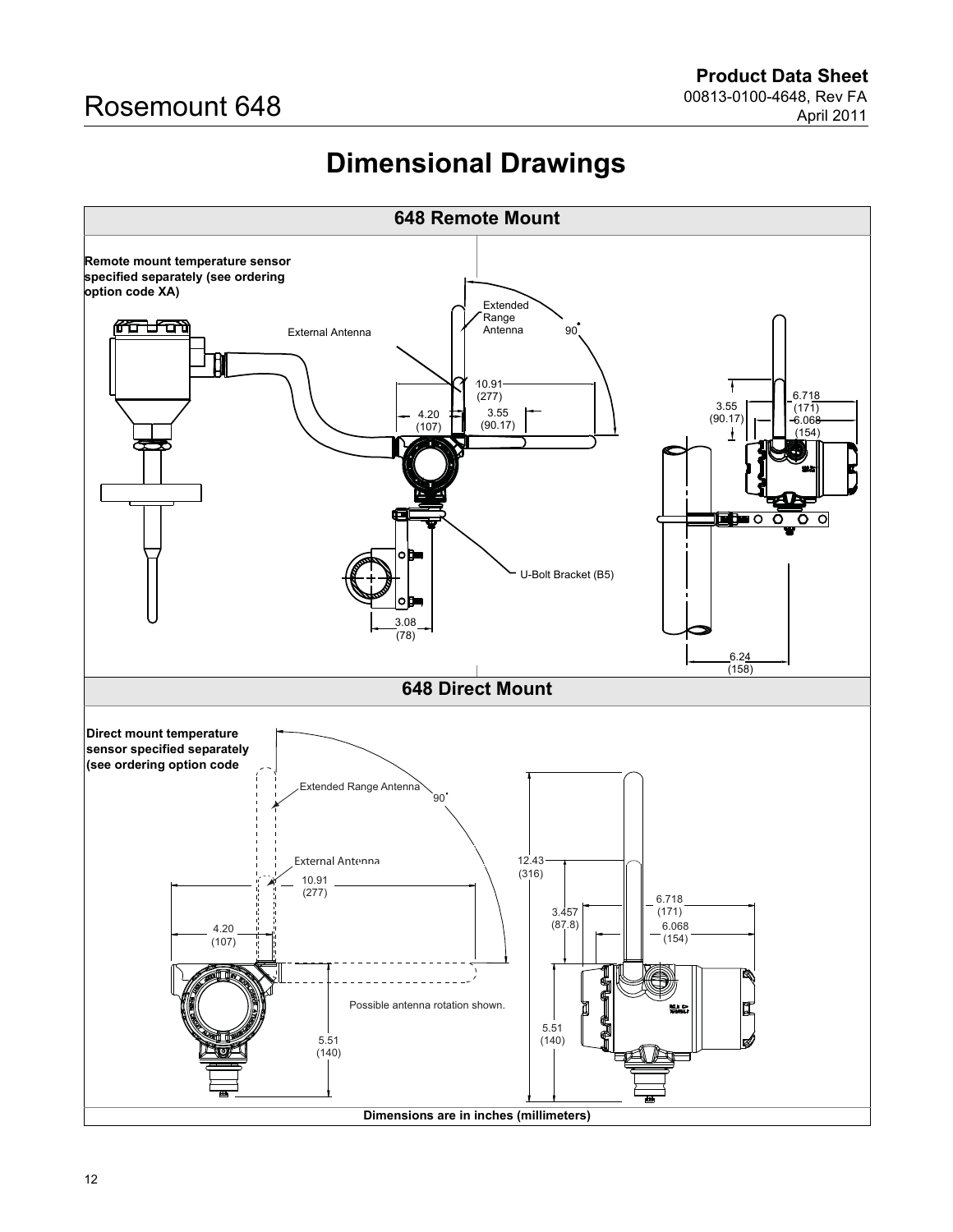# Dimensional Drawings

## 648 Remote Mount

**Remote mount temperature sensor specified separately (see ordering option code XA)**

External Antenna

Extended Range Antenna

90°

10.91 (277)

4.20 (107)

3.55 (90.17)

U-Bolt Bracket (B5)

3.08 (78)

3.55 (90.17)

6.718 (171)

6.068 (154)

6.24 (158)

## 648 Direct Mount

**Direct mount temperature sensor specified separately (see ordering option code**

Extended Range Antenna

90°

External Antenna

10.91 (277)

4.20 (107)

Possible antenna rotation shown.

5.51 (140)

12.43 (316)

3.457 (87.8)

6.718 (171)

6.068 (154)

5.51 (140)

**Dimensions are in inches (millimeters)**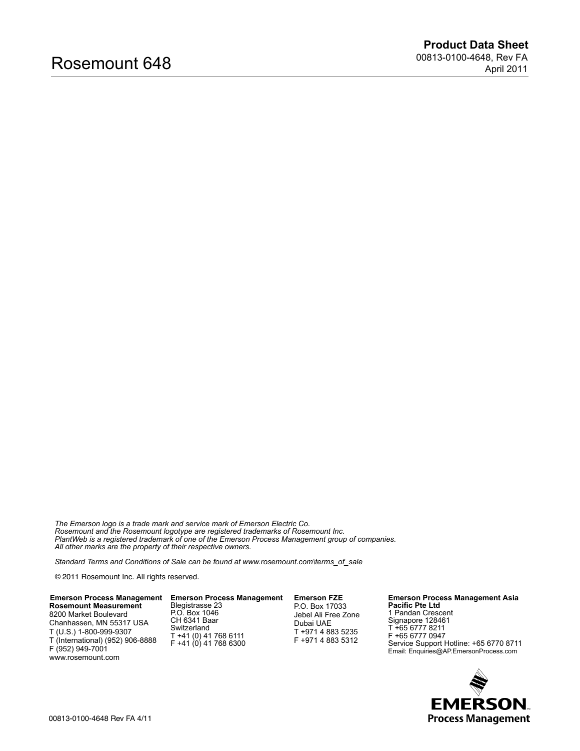*The Emerson logo is a trade mark and service mark of Emerson Electric Co.*
*Rosemount and the Rosemount logotype are registered trademarks of Rosemount Inc.*
*PlantWeb is a registered trademark of one of the Emerson Process Management group of companies.*
*All other marks are the property of their respective owners.*

*Standard Terms and Conditions of Sale can be found at www.rosemount.com\terms_of_sale*

© 2011 Rosemount Inc. All rights reserved.

**Emerson Process Management**
**Rosemount Measurement**
8200 Market Boulevard
Chanhassen, MN 55317 USA
T (U.S.) 1-800-999-9307
T (International) (952) 906-8888
F (952) 949-7001
www.rosemount.com

**Emerson Process Management**
Blegistrasse 23
P.O. Box 1046
CH 6341 Baar
Switzerland
T +41 (0) 41 768 6111
F +41 (0) 41 768 6300

**Emerson FZE**
P.O. Box 17033
Jebel Ali Free Zone
Dubai UAE
T +971 4 883 5235
F +971 4 883 5312

**Emerson Process Management Asia Pacific Pte Ltd**
1 Pandan Crescent
Signapore 128461
T +65 6777 8211
F +65 6777 0947
Service Support Hotline: +65 6770 8711
Email: Enquiries@AP.EmersonProcess.com

EMERSON.
Process Management

00813-0100-4648 Rev FA 4/11